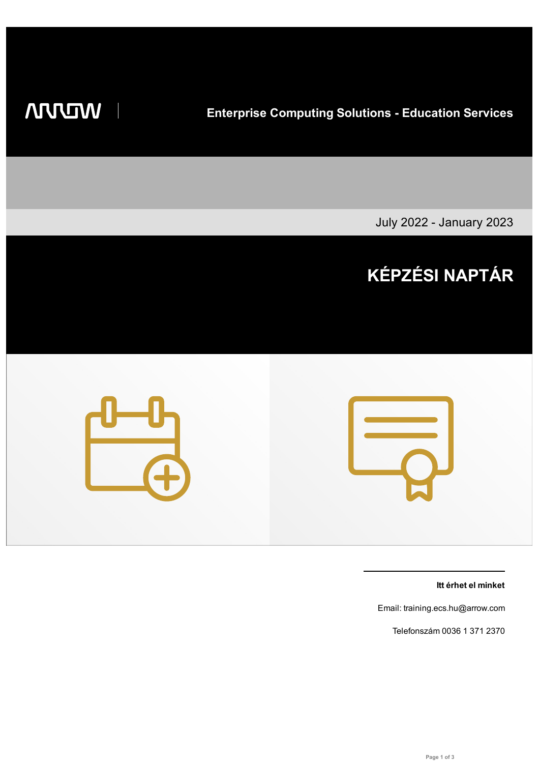ARROW

Enterprise Computing Solutions - Education Services

July 2022 - January 2023

# KÉPZÉSI NAPTÁR

**Itt érhet el minket**

Email: training.ecs.hu@arrow.com

Telefonszám 0036 1 371 2370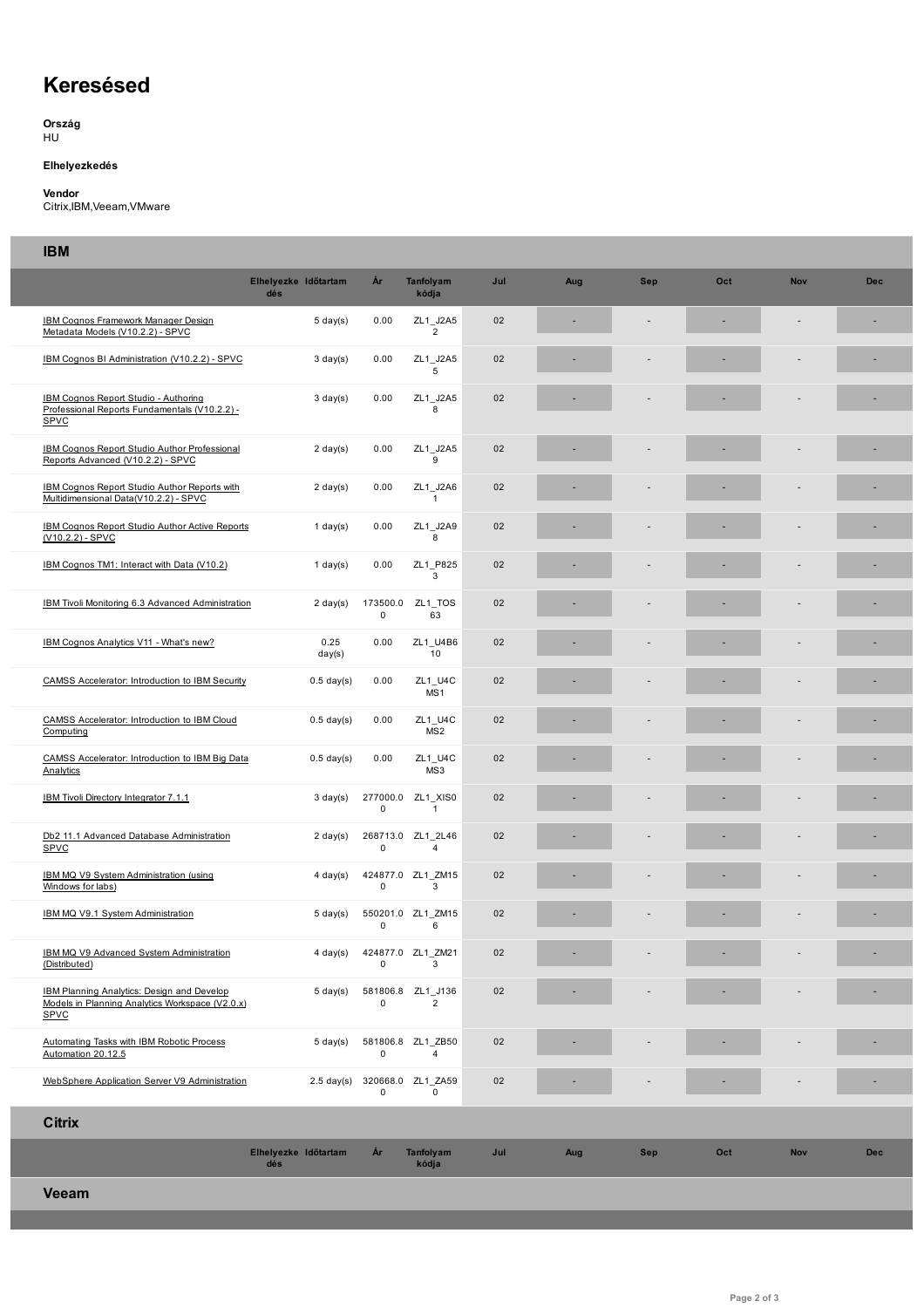# Keresésed

**Ország**
HU

**Elhelyezkedés**

**Vendor**
Citrix,IBM,Veeam,VMware

## IBM

| | Elhelyezkedés | Időtartam | Ár | Tanfolyam kódja | Jul | Aug | Sep | Oct | Nov | Dec |
|---|---|---|---|---|---|---|---|---|---|---|
| IBM Cognos Framework Manager Design Metadata Models (V10.2.2) - SPVC | | 5 day(s) | 0.00 | ZL1_J2A52 | 02 | - | - | - | - | - |
| IBM Cognos BI Administration (V10.2.2) - SPVC | | 3 day(s) | 0.00 | ZL1_J2A55 | 02 | - | - | - | - | - |
| IBM Cognos Report Studio - Authoring Professional Reports Fundamentals (V10.2.2) - SPVC | | 3 day(s) | 0.00 | ZL1_J2A58 | 02 | - | - | - | - | - |
| IBM Cognos Report Studio Author Professional Reports Advanced (V10.2.2) - SPVC | | 2 day(s) | 0.00 | ZL1_J2A59 | 02 | - | - | - | - | - |
| IBM Cognos Report Studio Author Reports with Multidimensional Data(V10.2.2) - SPVC | | 2 day(s) | 0.00 | ZL1_J2A61 | 02 | - | - | - | - | - |
| IBM Cognos Report Studio Author Active Reports (V10.2.2) - SPVC | | 1 day(s) | 0.00 | ZL1_J2A98 | 02 | - | - | - | - | - |
| IBM Cognos TM1: Interact with Data (V10.2) | | 1 day(s) | 0.00 | ZL1_P8253 | 02 | - | - | - | - | - |
| IBM Tivoli Monitoring 6.3 Advanced Administration | | 2 day(s) | 173500.00 | ZL1_TOS63 | 02 | - | - | - | - | - |
| IBM Cognos Analytics V11 - What's new? | | 0.25 day(s) | 0.00 | ZL1_U4B610 | 02 | - | - | - | - | - |
| CAMSS Accelerator: Introduction to IBM Security | | 0.5 day(s) | 0.00 | ZL1_U4CMS1 | 02 | - | - | - | - | - |
| CAMSS Accelerator: Introduction to IBM Cloud Computing | | 0.5 day(s) | 0.00 | ZL1_U4CMS2 | 02 | - | - | - | - | - |
| CAMSS Accelerator: Introduction to IBM Big Data Analytics | | 0.5 day(s) | 0.00 | ZL1_U4CMS3 | 02 | - | - | - | - | - |
| IBM Tivoli Directory Integrator 7.1.1 | | 3 day(s) | 277000.00 | ZL1_XIS01 | 02 | - | - | - | - | - |
| Db2 11.1 Advanced Database Administration SPVC | | 2 day(s) | 268713.00 | ZL1_2L464 | 02 | - | - | - | - | - |
| IBM MQ V9 System Administration (using Windows for labs) | | 4 day(s) | 424877.00 | ZL1_ZM153 | 02 | - | - | - | - | - |
| IBM MQ V9.1 System Administration | | 5 day(s) | 550201.00 | ZL1_ZM156 | 02 | - | - | - | - | - |
| IBM MQ V9 Advanced System Administration (Distributed) | | 4 day(s) | 424877.00 | ZL1_ZM213 | 02 | - | - | - | - | - |
| IBM Planning Analytics: Design and Develop Models in Planning Analytics Workspace (V2.0.x) SPVC | | 5 day(s) | 581806.80 | ZL1_J1362 | 02 | - | - | - | - | - |
| Automating Tasks with IBM Robotic Process Automation 20.12.5 | | 5 day(s) | 581806.80 | ZL1_ZB504 | 02 | - | - | - | - | - |
| WebSphere Application Server V9 Administration | | 2.5 day(s) | 320668.00 | ZL1_ZA590 | 02 | - | - | - | - | - |

## Citrix

| | Elhelyezkedés | Időtartam | Ár | Tanfolyam kódja | Jul | Aug | Sep | Oct | Nov | Dec |
|---|---|---|---|---|---|---|---|---|---|---|

## Veeam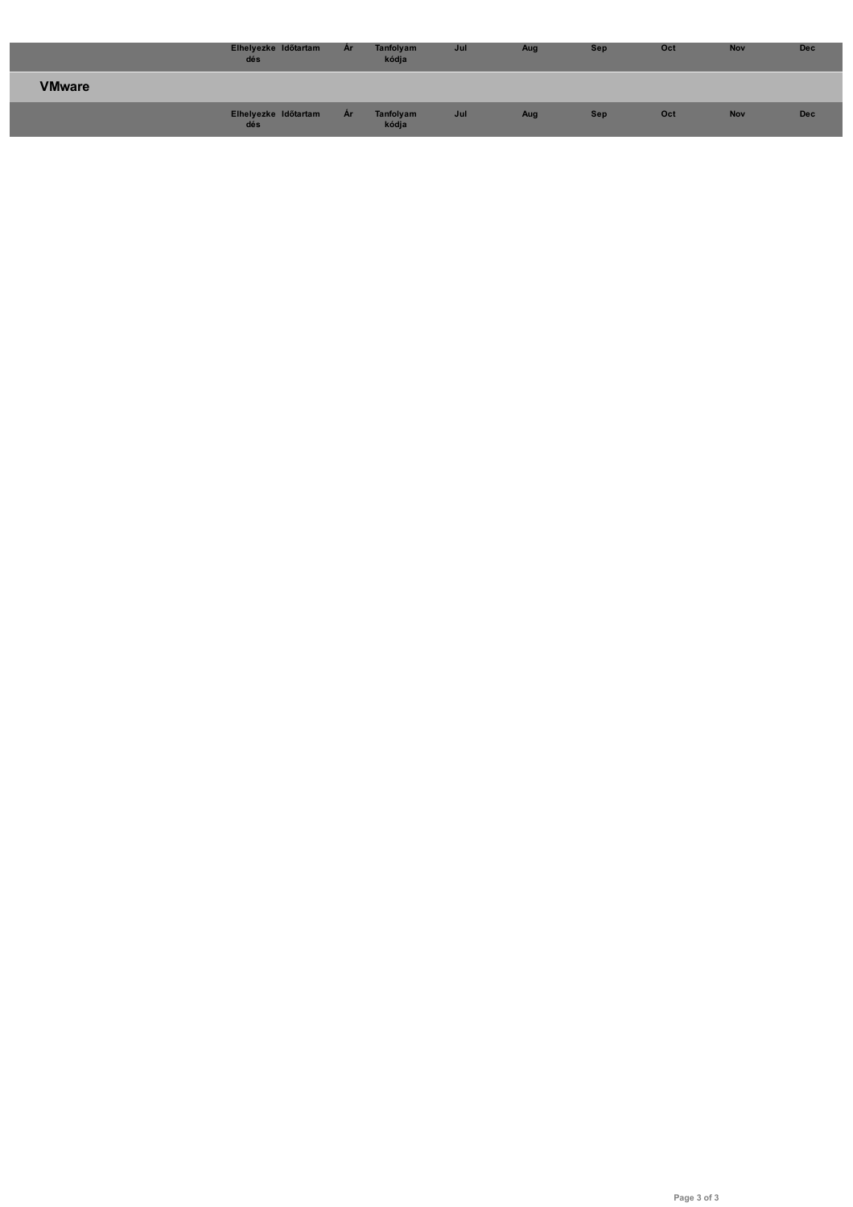| | Elhelyezkedés | Időtartam | Ár | Tanfolyam kódja | Jul | Aug | Sep | Oct | Nov | Dec |
|---|---|---|---|---|---|---|---|---|---|---|

## VMware

| | Elhelyezkedés | Időtartam | Ár | Tanfolyam kódja | Jul | Aug | Sep | Oct | Nov | Dec |
|---|---|---|---|---|---|---|---|---|---|---|